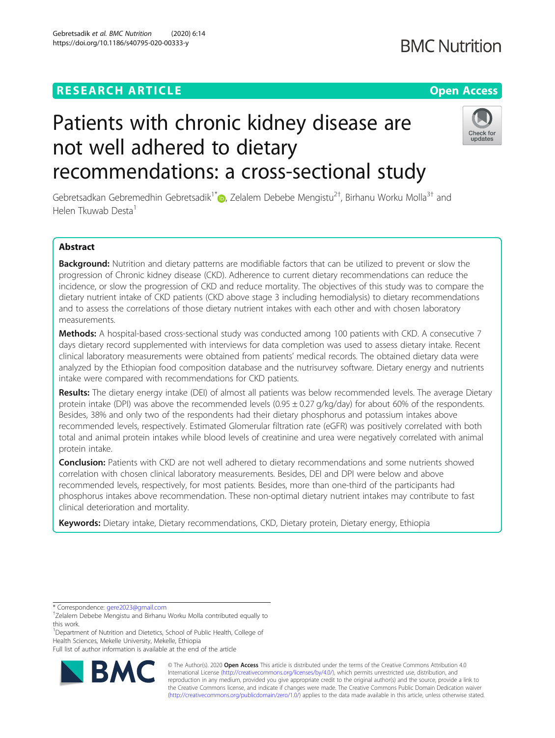RESEARCH ARTICLE

Open Access

# Patients with chronic kidney disease are not well adhered to dietary recommendations: a cross-sectional study

Gebretsadkan Gebremedhin Gebretsadik[1*], Zelalem Debebe Mengistu[2†], Birhanu Worku Molla[3†] and Helen Tkuwab Desta[1]

## Abstract

**Background:** Nutrition and dietary patterns are modifiable factors that can be utilized to prevent or slow the progression of Chronic kidney disease (CKD). Adherence to current dietary recommendations can reduce the incidence, or slow the progression of CKD and reduce mortality. The objectives of this study was to compare the dietary nutrient intake of CKD patients (CKD above stage 3 including hemodialysis) to dietary recommendations and to assess the correlations of those dietary nutrient intakes with each other and with chosen laboratory measurements.

**Methods:** A hospital-based cross-sectional study was conducted among 100 patients with CKD. A consecutive 7 days dietary record supplemented with interviews for data completion was used to assess dietary intake. Recent clinical laboratory measurements were obtained from patients' medical records. The obtained dietary data were analyzed by the Ethiopian food composition database and the nutrisurvey software. Dietary energy and nutrients intake were compared with recommendations for CKD patients.

**Results:** The dietary energy intake (DEI) of almost all patients was below recommended levels. The average Dietary protein intake (DPI) was above the recommended levels ($0.95 \pm 0.27$ g/kg/day) for about 60% of the respondents. Besides, 38% and only two of the respondents had their dietary phosphorus and potassium intakes above recommended levels, respectively. Estimated Glomerular filtration rate (eGFR) was positively correlated with both total and animal protein intakes while blood levels of creatinine and urea were negatively correlated with animal protein intake.

**Conclusion:** Patients with CKD are not well adhered to dietary recommendations and some nutrients showed correlation with chosen clinical laboratory measurements. Besides, DEI and DPI were below and above recommended levels, respectively, for most patients. Besides, more than one-third of the participants had phosphorus intakes above recommendation. These non-optimal dietary nutrient intakes may contribute to fast clinical deterioration and mortality.

**Keywords:** Dietary intake, Dietary recommendations, CKD, Dietary protein, Dietary energy, Ethiopia

---

* Correspondence: gere2023@gmail.com

†Zelalem Debebe Mengistu and Birhanu Worku Molla contributed equally to this work.

[1]Department of Nutrition and Dietetics, School of Public Health, College of Health Sciences, Mekelle University, Mekelle, Ethiopia

Full list of author information is available at the end of the article

© The Author(s). 2020 **Open Access** This article is distributed under the terms of the Creative Commons Attribution 4.0 International License (http://creativecommons.org/licenses/by/4.0/), which permits unrestricted use, distribution, and reproduction in any medium, provided you give appropriate credit to the original author(s) and the source, provide a link to the Creative Commons license, and indicate if changes were made. The Creative Commons Public Domain Dedication waiver (http://creativecommons.org/publicdomain/zero/1.0/) applies to the data made available in this article, unless otherwise stated.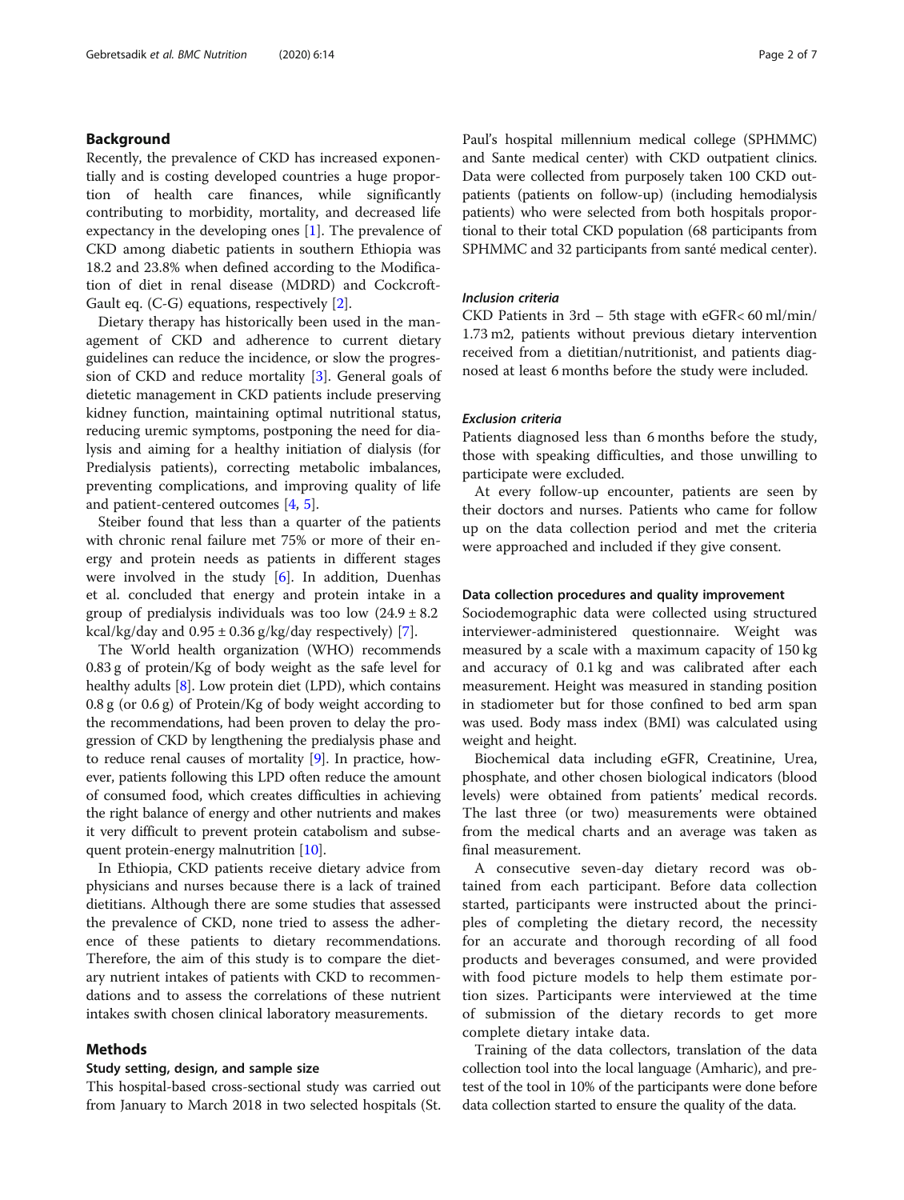## Background

Recently, the prevalence of CKD has increased exponentially and is costing developed countries a huge proportion of health care finances, while significantly contributing to morbidity, mortality, and decreased life expectancy in the developing ones [1]. The prevalence of CKD among diabetic patients in southern Ethiopia was 18.2 and 23.8% when defined according to the Modification of diet in renal disease (MDRD) and Cockcroft-Gault eq. (C-G) equations, respectively [2].

Dietary therapy has historically been used in the management of CKD and adherence to current dietary guidelines can reduce the incidence, or slow the progression of CKD and reduce mortality [3]. General goals of dietetic management in CKD patients include preserving kidney function, maintaining optimal nutritional status, reducing uremic symptoms, postponing the need for dialysis and aiming for a healthy initiation of dialysis (for Predialysis patients), correcting metabolic imbalances, preventing complications, and improving quality of life and patient-centered outcomes [4, 5].

Steiber found that less than a quarter of the patients with chronic renal failure met 75% or more of their energy and protein needs as patients in different stages were involved in the study [6]. In addition, Duenhas et al. concluded that energy and protein intake in a group of predialysis individuals was too low ($24.9 \pm 8.2$ kcal/kg/day and $0.95 \pm 0.36$ g/kg/day respectively) [7].

The World health organization (WHO) recommends 0.83 g of protein/Kg of body weight as the safe level for healthy adults [8]. Low protein diet (LPD), which contains 0.8 g (or 0.6 g) of Protein/Kg of body weight according to the recommendations, had been proven to delay the progression of CKD by lengthening the predialysis phase and to reduce renal causes of mortality [9]. In practice, however, patients following this LPD often reduce the amount of consumed food, which creates difficulties in achieving the right balance of energy and other nutrients and makes it very difficult to prevent protein catabolism and subsequent protein-energy malnutrition [10].

In Ethiopia, CKD patients receive dietary advice from physicians and nurses because there is a lack of trained dietitians. Although there are some studies that assessed the prevalence of CKD, none tried to assess the adherence of these patients to dietary recommendations. Therefore, the aim of this study is to compare the dietary nutrient intakes of patients with CKD to recommendations and to assess the correlations of these nutrient intakes swith chosen clinical laboratory measurements.

## Methods

### Study setting, design, and sample size

This hospital-based cross-sectional study was carried out from January to March 2018 in two selected hospitals (St. Paul's hospital millennium medical college (SPHMMC) and Sante medical center) with CKD outpatient clinics. Data were collected from purposely taken 100 CKD outpatients (patients on follow-up) (including hemodialysis patients) who were selected from both hospitals proportional to their total CKD population (68 participants from SPHMMC and 32 participants from santé medical center).

#### *Inclusion criteria*

CKD Patients in 3rd – 5th stage with eGFR< 60 ml/min/ 1.73 m2, patients without previous dietary intervention received from a dietitian/nutritionist, and patients diagnosed at least 6 months before the study were included.

#### *Exclusion criteria*

Patients diagnosed less than 6 months before the study, those with speaking difficulties, and those unwilling to participate were excluded.

At every follow-up encounter, patients are seen by their doctors and nurses. Patients who came for follow up on the data collection period and met the criteria were approached and included if they give consent.

### Data collection procedures and quality improvement

Sociodemographic data were collected using structured interviewer-administered questionnaire. Weight was measured by a scale with a maximum capacity of 150 kg and accuracy of 0.1 kg and was calibrated after each measurement. Height was measured in standing position in stadiometer but for those confined to bed arm span was used. Body mass index (BMI) was calculated using weight and height.

Biochemical data including eGFR, Creatinine, Urea, phosphate, and other chosen biological indicators (blood levels) were obtained from patients' medical records. The last three (or two) measurements were obtained from the medical charts and an average was taken as final measurement.

A consecutive seven-day dietary record was obtained from each participant. Before data collection started, participants were instructed about the principles of completing the dietary record, the necessity for an accurate and thorough recording of all food products and beverages consumed, and were provided with food picture models to help them estimate portion sizes. Participants were interviewed at the time of submission of the dietary records to get more complete dietary intake data.

Training of the data collectors, translation of the data collection tool into the local language (Amharic), and pretest of the tool in 10% of the participants were done before data collection started to ensure the quality of the data.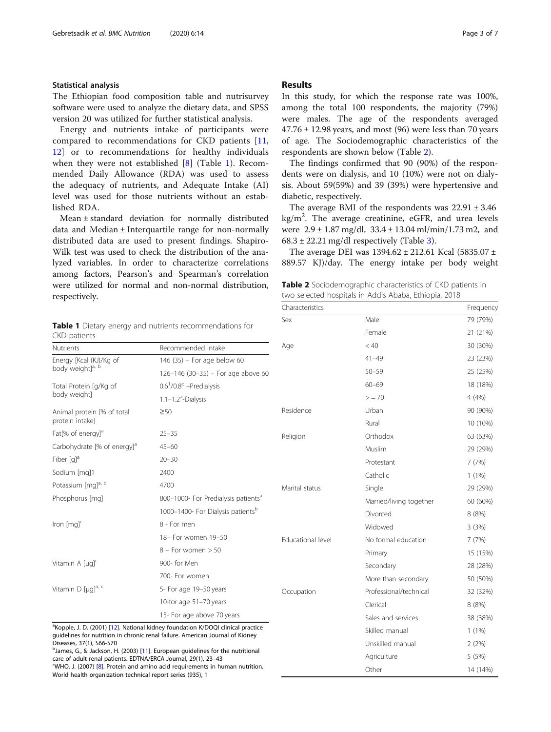### Statistical analysis

The Ethiopian food composition table and nutrisurvey software were used to analyze the dietary data, and SPSS version 20 was utilized for further statistical analysis.

Energy and nutrients intake of participants were compared to recommendations for CKD patients [11, 12] or to recommendations for healthy individuals when they were not established [8] (Table 1). Recommended Daily Allowance (RDA) was used to assess the adequacy of nutrients, and Adequate Intake (AI) level was used for those nutrients without an established RDA.

Mean ± standard deviation for normally distributed data and Median ± Interquartile range for non-normally distributed data are used to present findings. Shapiro-Wilk test was used to check the distribution of the analyzed variables. In order to characterize correlations among factors, Pearson's and Spearman's correlation were utilized for normal and non-normal distribution, respectively.

**Table 1** Dietary energy and nutrients recommendations for CKD patients

| Nutrients | Recommended intake |
|---|---|
| Energy [Kcal (KJ)/Kg of body weight][a, b] | 146 (35) – For age below 60 |
| | 126–146 (30–35) – For age above 60 |
| Total Protein [g/Kg of body weight] | 0.6[1]/0.8[c] –Predialysis |
| | 1.1–1.2[a]-Dialysis |
| Animal protein [% of total protein intake] | ≥50 |
| Fat[% of energy][a] | 25–35 |
| Carbohydrate [% of energy][a] | 45–60 |
| Fiber [g][a] | 20–30 |
| Sodium [mg]1 | 2400 |
| Potassium [mg][a, c] | 4700 |
| Phosphorus [mg] | 800–1000- For Predialysis patients[a] |
| | 1000–1400- For Dialysis patients[b] |
| Iron [mg][c] | 8 - For men |
| | 18– For women 19–50 |
| | 8 – For women > 50 |
| Vitamin A [μg][c] | 900- for Men |
| | 700- For women |
| Vitamin D [μg][a, c] | 5- For age 19–50 years |
| | 10-for age 51–70 years |
| | 15- For age above 70 years |

[a]Kopple, J. D. (2001) [12]. National kidney foundation K/DOQI clinical practice guidelines for nutrition in chronic renal failure. American Journal of Kidney Diseases, 37(1), S66-S70

[b]James, G., & Jackson, H. (2003) [11]. European guidelines for the nutritional care of adult renal patients. EDTNA/ERCA Journal, 29(1), 23–43

[c]WHO, J. (2007) [8]. Protein and amino acid requirements in human nutrition. World health organization technical report series (935), 1

## Results

In this study, for which the response rate was 100%, among the total 100 respondents, the majority (79%) were males. The age of the respondents averaged 47.76 ± 12.98 years, and most (96) were less than 70 years of age. The Sociodemographic characteristics of the respondents are shown below (Table 2).

The findings confirmed that 90 (90%) of the respondents were on dialysis, and 10 (10%) were not on dialysis. About 59(59%) and 39 (39%) were hypertensive and diabetic, respectively.

The average BMI of the respondents was 22.91 ± 3.46 kg/m$^2$. The average creatinine, eGFR, and urea levels were 2.9 ± 1.87 mg/dl, 33.4 ± 13.04 ml/min/1.73 m2, and 68.3 ± 22.21 mg/dl respectively (Table 3).

The average DEI was 1394.62 ± 212.61 Kcal (5835.07 ± 889.57 KJ)/day. The energy intake per body weight

**Table 2** Sociodemographic characteristics of CKD patients in two selected hospitals in Addis Ababa, Ethiopia, 2018

| Characteristics | | Frequency |
|---|---|---|
| Sex | Male | 79 (79%) |
| | Female | 21 (21%) |
| Age | < 40 | 30 (30%) |
| | 41–49 | 23 (23%) |
| | 50–59 | 25 (25%) |
| | 60–69 | 18 (18%) |
| | > = 70 | 4 (4%) |
| Residence | Urban | 90 (90%) |
| | Rural | 10 (10%) |
| Religion | Orthodox | 63 (63%) |
| | Muslim | 29 (29%) |
| | Protestant | 7 (7%) |
| | Catholic | 1 (1%) |
| Marital status | Single | 29 (29%) |
| | Married/living together | 60 (60%) |
| | Divorced | 8 (8%) |
| | Widowed | 3 (3%) |
| Educational level | No formal education | 7 (7%) |
| | Primary | 15 (15%) |
| | Secondary | 28 (28%) |
| | More than secondary | 50 (50%) |
| Occupation | Professional/technical | 32 (32%) |
| | Clerical | 8 (8%) |
| | Sales and services | 38 (38%) |
| | Skilled manual | 1 (1%) |
| | Unskilled manual | 2 (2%) |
| | Agriculture | 5 (5%) |
| | Other | 14 (14%) |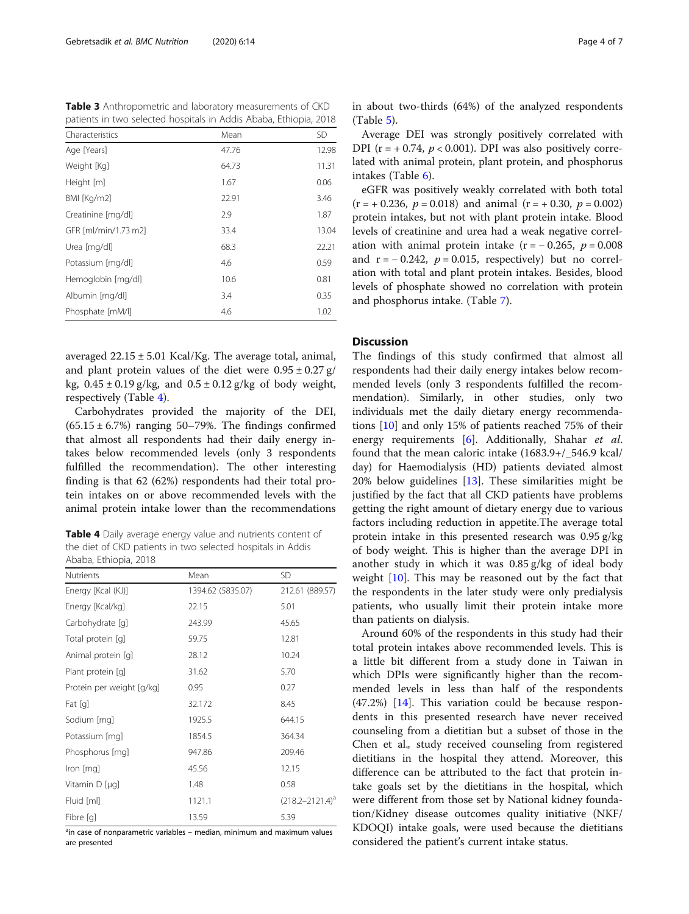**Table 3** Anthropometric and laboratory measurements of CKD patients in two selected hospitals in Addis Ababa, Ethiopia, 2018

| Characteristics | Mean | SD |
|---|---|---|
| Age [Years] | 47.76 | 12.98 |
| Weight [Kg] | 64.73 | 11.31 |
| Height [m] | 1.67 | 0.06 |
| BMI [Kg/m2] | 22.91 | 3.46 |
| Creatinine [mg/dl] | 2.9 | 1.87 |
| GFR [ml/min/1.73 m2] | 33.4 | 13.04 |
| Urea [mg/dl] | 68.3 | 22.21 |
| Potassium [mg/dl] | 4.6 | 0.59 |
| Hemoglobin [mg/dl] | 10.6 | 0.81 |
| Albumin [mg/dl] | 3.4 | 0.35 |
| Phosphate [mM/l] | 4.6 | 1.02 |

averaged 22.15 ± 5.01 Kcal/Kg. The average total, animal, and plant protein values of the diet were 0.95 ± 0.27 g/kg, 0.45 ± 0.19 g/kg, and 0.5 ± 0.12 g/kg of body weight, respectively (Table 4).

Carbohydrates provided the majority of the DEI, (65.15 ± 6.7%) ranging 50–79%. The findings confirmed that almost all respondents had their daily energy intakes below recommended levels (only 3 respondents fulfilled the recommendation). The other interesting finding is that 62 (62%) respondents had their total protein intakes on or above recommended levels with the animal protein intake lower than the recommendations in about two-thirds (64%) of the analyzed respondents (Table 5).

**Table 4** Daily average energy value and nutrients content of the diet of CKD patients in two selected hospitals in Addis Ababa, Ethiopia, 2018

| Nutrients | Mean | SD |
|---|---|---|
| Energy [Kcal (KJ)] | 1394.62 (5835.07) | 212.61 (889.57) |
| Energy [Kcal/kg] | 22.15 | 5.01 |
| Carbohydrate [g] | 243.99 | 45.65 |
| Total protein [g] | 59.75 | 12.81 |
| Animal protein [g] | 28.12 | 10.24 |
| Plant protein [g] | 31.62 | 5.70 |
| Protein per weight [g/kg] | 0.95 | 0.27 |
| Fat [g] | 32.172 | 8.45 |
| Sodium [mg] | 1925.5 | 644.15 |
| Potassium [mg] | 1854.5 | 364.34 |
| Phosphorus [mg] | 947.86 | 209.46 |
| Iron [mg] | 45.56 | 12.15 |
| Vitamin D [µg] | 1.48 | 0.58 |
| Fluid [ml] | 1121.1 | (218.2–2121.4)[a] |
| Fibre [g] | 13.59 | 5.39 |

[a]in case of nonparametric variables – median, minimum and maximum values are presented

Average DEI was strongly positively correlated with DPI ($r = +0.74$, $p < 0.001$). DPI was also positively correlated with animal protein, plant protein, and phosphorus intakes (Table 6).

eGFR was positively weakly correlated with both total ($r = +0.236$, $p = 0.018$) and animal ($r = +0.30$, $p = 0.002$) protein intakes, but not with plant protein intake. Blood levels of creatinine and urea had a weak negative correlation with animal protein intake ($r = -0.265$, $p = 0.008$ and $r = -0.242$, $p = 0.015$, respectively) but no correlation with total and plant protein intakes. Besides, blood levels of phosphate showed no correlation with protein and phosphorus intake. (Table 7).

## Discussion

The findings of this study confirmed that almost all respondents had their daily energy intakes below recommended levels (only 3 respondents fulfilled the recommendation). Similarly, in other studies, only two individuals met the daily dietary energy recommendations [10] and only 15% of patients reached 75% of their energy requirements [6]. Additionally, Shahar *et al.* found that the mean caloric intake (1683.9+/_546.9 kcal/day) for Haemodialysis (HD) patients deviated almost 20% below guidelines [13]. These similarities might be justified by the fact that all CKD patients have problems getting the right amount of dietary energy due to various factors including reduction in appetite.The average total protein intake in this presented research was 0.95 g/kg of body weight. This is higher than the average DPI in another study in which it was 0.85 g/kg of ideal body weight [10]. This may be reasoned out by the fact that the respondents in the later study were only predialysis patients, who usually limit their protein intake more than patients on dialysis.

Around 60% of the respondents in this study had their total protein intakes above recommended levels. This is a little bit different from a study done in Taiwan in which DPIs were significantly higher than the recommended levels in less than half of the respondents (47.2%) [14]. This variation could be because respondents in this presented research have never received counseling from a dietitian but a subset of those in the Chen et al., study received counseling from registered dietitians in the hospital they attend. Moreover, this difference can be attributed to the fact that protein intake goals set by the dietitians in the hospital, which were different from those set by National kidney foundation/Kidney disease outcomes quality initiative (NKF/KDOQI) intake goals, were used because the dietitians considered the patient's current intake status.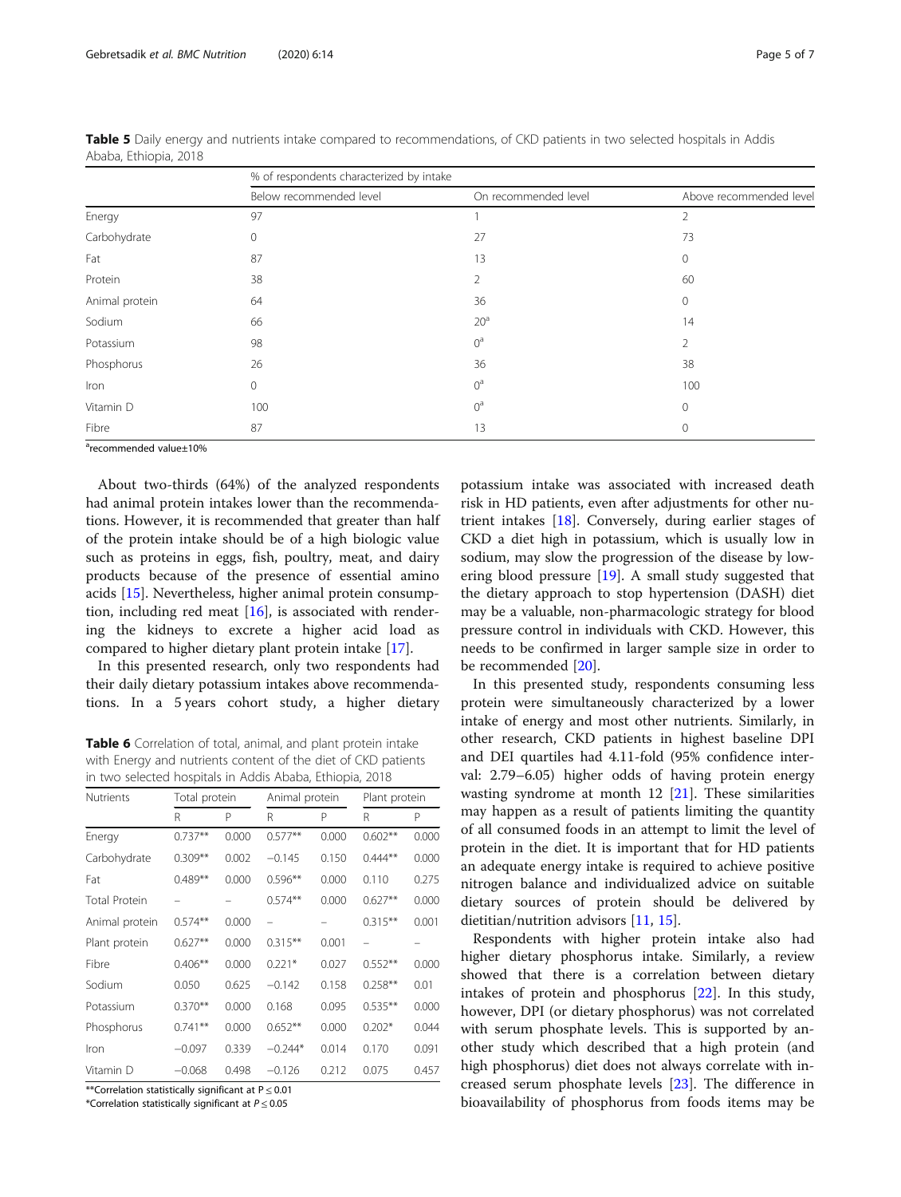**Table 5** Daily energy and nutrients intake compared to recommendations, of CKD patients in two selected hospitals in Addis Ababa, Ethiopia, 2018

| | % of respondents characterized by intake | | |
|---|---|---|---|
| | Below recommended level | On recommended level | Above recommended level |
| Energy | 97 | 1 | 2 |
| Carbohydrate | 0 | 27 | 73 |
| Fat | 87 | 13 | 0 |
| Protein | 38 | 2 | 60 |
| Animal protein | 64 | 36 | 0 |
| Sodium | 66 | 20[a] | 14 |
| Potassium | 98 | 0[a] | 2 |
| Phosphorus | 26 | 36 | 38 |
| Iron | 0 | 0[a] | 100 |
| Vitamin D | 100 | 0[a] | 0 |
| Fibre | 87 | 13 | 0 |

[a]recommended value±10%

About two-thirds (64%) of the analyzed respondents had animal protein intakes lower than the recommendations. However, it is recommended that greater than half of the protein intake should be of a high biologic value such as proteins in eggs, fish, poultry, meat, and dairy products because of the presence of essential amino acids [15]. Nevertheless, higher animal protein consumption, including red meat [16], is associated with rendering the kidneys to excrete a higher acid load as compared to higher dietary plant protein intake [17].

In this presented research, only two respondents had their daily dietary potassium intakes above recommendations. In a 5 years cohort study, a higher dietary potassium intake was associated with increased death risk in HD patients, even after adjustments for other nutrient intakes [18]. Conversely, during earlier stages of CKD a diet high in potassium, which is usually low in sodium, may slow the progression of the disease by lowering blood pressure [19]. A small study suggested that the dietary approach to stop hypertension (DASH) diet may be a valuable, non-pharmacologic strategy for blood pressure control in individuals with CKD. However, this needs to be confirmed in larger sample size in order to be recommended [20].

**Table 6** Correlation of total, animal, and plant protein intake with Energy and nutrients content of the diet of CKD patients in two selected hospitals in Addis Ababa, Ethiopia, 2018

| Nutrients | Total protein | | Animal protein | | Plant protein | |
|---|---|---|---|---|---|---|
| | R | P | R | P | R | P |
| Energy | 0.737** | 0.000 | 0.577** | 0.000 | 0.602** | 0.000 |
| Carbohydrate | 0.309** | 0.002 | −0.145 | 0.150 | 0.444** | 0.000 |
| Fat | 0.489** | 0.000 | 0.596** | 0.000 | 0.110 | 0.275 |
| Total Protein | – | – | 0.574** | 0.000 | 0.627** | 0.000 |
| Animal protein | 0.574** | 0.000 | – | – | 0.315** | 0.001 |
| Plant protein | 0.627** | 0.000 | 0.315** | 0.001 | – | – |
| Fibre | 0.406** | 0.000 | 0.221* | 0.027 | 0.552** | 0.000 |
| Sodium | 0.050 | 0.625 | −0.142 | 0.158 | 0.258** | 0.01 |
| Potassium | 0.370** | 0.000 | 0.168 | 0.095 | 0.535** | 0.000 |
| Phosphorus | 0.741** | 0.000 | 0.652** | 0.000 | 0.202* | 0.044 |
| Iron | −0.097 | 0.339 | −0.244* | 0.014 | 0.170 | 0.091 |
| Vitamin D | −0.068 | 0.498 | −0.126 | 0.212 | 0.075 | 0.457 |

**Correlation statistically significant at $P \leq 0.01$
*Correlation statistically significant at $P \leq 0.05$

In this presented study, respondents consuming less protein were simultaneously characterized by a lower intake of energy and most other nutrients. Similarly, in other research, CKD patients in highest baseline DPI and DEI quartiles had 4.11-fold (95% confidence interval: 2.79–6.05) higher odds of having protein energy wasting syndrome at month 12 [21]. These similarities may happen as a result of patients limiting the quantity of all consumed foods in an attempt to limit the level of protein in the diet. It is important that for HD patients an adequate energy intake is required to achieve positive nitrogen balance and individualized advice on suitable dietary sources of protein should be delivered by dietitian/nutrition advisors [11, 15].

Respondents with higher protein intake also had higher dietary phosphorus intake. Similarly, a review showed that there is a correlation between dietary intakes of protein and phosphorus [22]. In this study, however, DPI (or dietary phosphorus) was not correlated with serum phosphate levels. This is supported by another study which described that a high protein (and high phosphorus) diet does not always correlate with increased serum phosphate levels [23]. The difference in bioavailability of phosphorus from foods items may be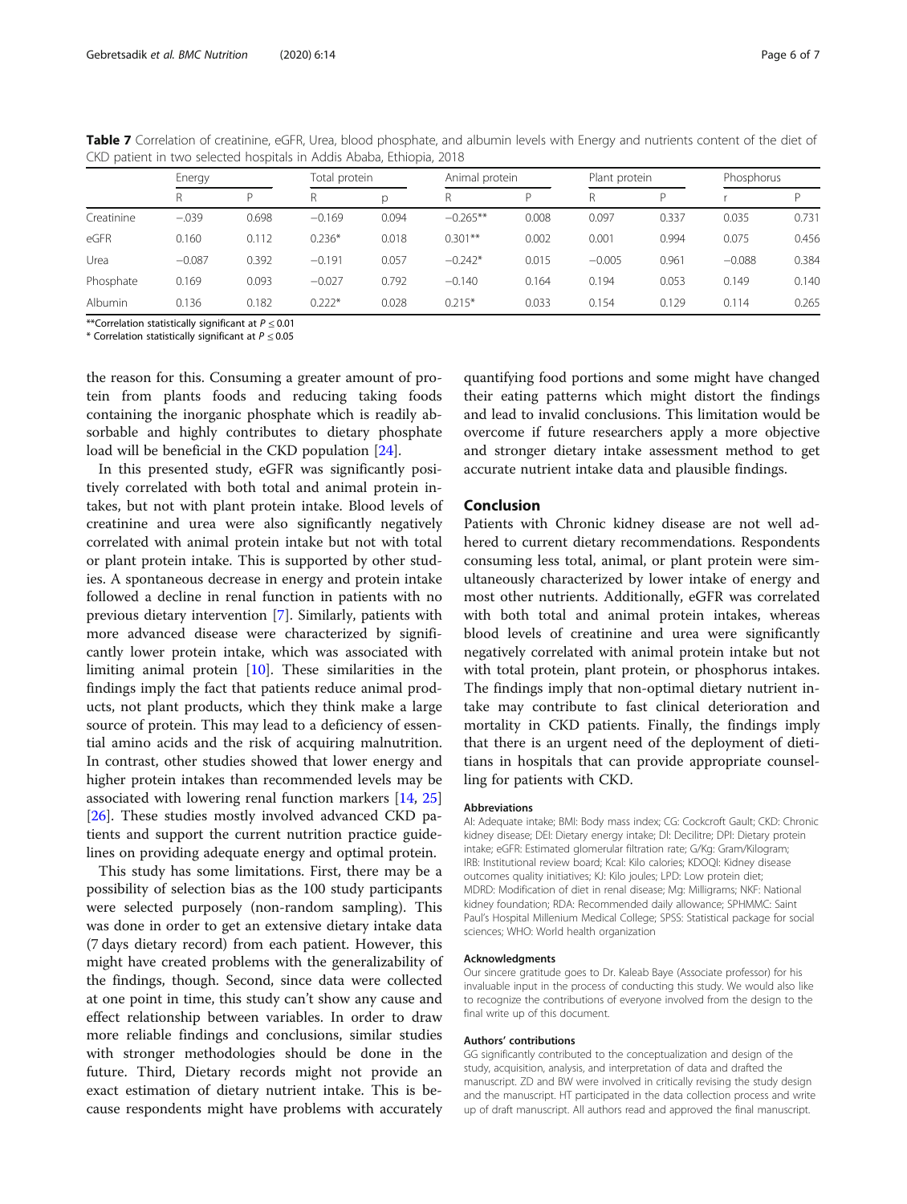**Table 7** Correlation of creatinine, eGFR, Urea, blood phosphate, and albumin levels with Energy and nutrients content of the diet of CKD patient in two selected hospitals in Addis Ababa, Ethiopia, 2018

| | Energy | | Total protein | | Animal protein | | Plant protein | | Phosphorus | |
|---|---|---|---|---|---|---|---|---|---|---|
| | R | P | R | p | R | P | R | P | r | P |
| Creatinine | −.039 | 0.698 | −0.169 | 0.094 | −0.265** | 0.008 | 0.097 | 0.337 | 0.035 | 0.731 |
| eGFR | 0.160 | 0.112 | 0.236* | 0.018 | 0.301** | 0.002 | 0.001 | 0.994 | 0.075 | 0.456 |
| Urea | −0.087 | 0.392 | −0.191 | 0.057 | −0.242* | 0.015 | −0.005 | 0.961 | −0.088 | 0.384 |
| Phosphate | 0.169 | 0.093 | −0.027 | 0.792 | −0.140 | 0.164 | 0.194 | 0.053 | 0.149 | 0.140 |
| Albumin | 0.136 | 0.182 | 0.222* | 0.028 | 0.215* | 0.033 | 0.154 | 0.129 | 0.114 | 0.265 |

**Correlation statistically significant at $P \leq 0.01$

* Correlation statistically significant at $P \leq 0.05$

the reason for this. Consuming a greater amount of protein from plants foods and reducing taking foods containing the inorganic phosphate which is readily absorbable and highly contributes to dietary phosphate load will be beneficial in the CKD population [24].

In this presented study, eGFR was significantly positively correlated with both total and animal protein intakes, but not with plant protein intake. Blood levels of creatinine and urea were also significantly negatively correlated with animal protein intake but not with total or plant protein intake. This is supported by other studies. A spontaneous decrease in energy and protein intake followed a decline in renal function in patients with no previous dietary intervention [7]. Similarly, patients with more advanced disease were characterized by significantly lower protein intake, which was associated with limiting animal protein [10]. These similarities in the findings imply the fact that patients reduce animal products, not plant products, which they think make a large source of protein. This may lead to a deficiency of essential amino acids and the risk of acquiring malnutrition. In contrast, other studies showed that lower energy and higher protein intakes than recommended levels may be associated with lowering renal function markers [14, 25] [26]. These studies mostly involved advanced CKD patients and support the current nutrition practice guidelines on providing adequate energy and optimal protein.

This study has some limitations. First, there may be a possibility of selection bias as the 100 study participants were selected purposely (non-random sampling). This was done in order to get an extensive dietary intake data (7 days dietary record) from each patient. However, this might have created problems with the generalizability of the findings, though. Second, since data were collected at one point in time, this study can't show any cause and effect relationship between variables. In order to draw more reliable findings and conclusions, similar studies with stronger methodologies should be done in the future. Third, Dietary records might not provide an exact estimation of dietary nutrient intake. This is because respondents might have problems with accurately quantifying food portions and some might have changed their eating patterns which might distort the findings and lead to invalid conclusions. This limitation would be overcome if future researchers apply a more objective and stronger dietary intake assessment method to get accurate nutrient intake data and plausible findings.

## Conclusion

Patients with Chronic kidney disease are not well adhered to current dietary recommendations. Respondents consuming less total, animal, or plant protein were simultaneously characterized by lower intake of energy and most other nutrients. Additionally, eGFR was correlated with both total and animal protein intakes, whereas blood levels of creatinine and urea were significantly negatively correlated with animal protein intake but not with total protein, plant protein, or phosphorus intakes. The findings imply that non-optimal dietary nutrient intake may contribute to fast clinical deterioration and mortality in CKD patients. Finally, the findings imply that there is an urgent need of the deployment of dietitians in hospitals that can provide appropriate counselling for patients with CKD.

#### Abbreviations

AI: Adequate intake; BMI: Body mass index; CG: Cockcroft Gault; CKD: Chronic kidney disease; DEI: Dietary energy intake; Dl: Decilitre; DPI: Dietary protein intake; eGFR: Estimated glomerular filtration rate; G/Kg: Gram/Kilogram; IRB: Institutional review board; Kcal: Kilo calories; KDOQI: Kidney disease outcomes quality initiatives; KJ: Kilo joules; LPD: Low protein diet; MDRD: Modification of diet in renal disease; Mg: Milligrams; NKF: National kidney foundation; RDA: Recommended daily allowance; SPHMMC: Saint Paul's Hospital Millenium Medical College; SPSS: Statistical package for social sciences; WHO: World health organization

#### Acknowledgments

Our sincere gratitude goes to Dr. Kaleab Baye (Associate professor) for his invaluable input in the process of conducting this study. We would also like to recognize the contributions of everyone involved from the design to the final write up of this document.

#### Authors' contributions

GG significantly contributed to the conceptualization and design of the study, acquisition, analysis, and interpretation of data and drafted the manuscript. ZD and BW were involved in critically revising the study design and the manuscript. HT participated in the data collection process and write up of draft manuscript. All authors read and approved the final manuscript.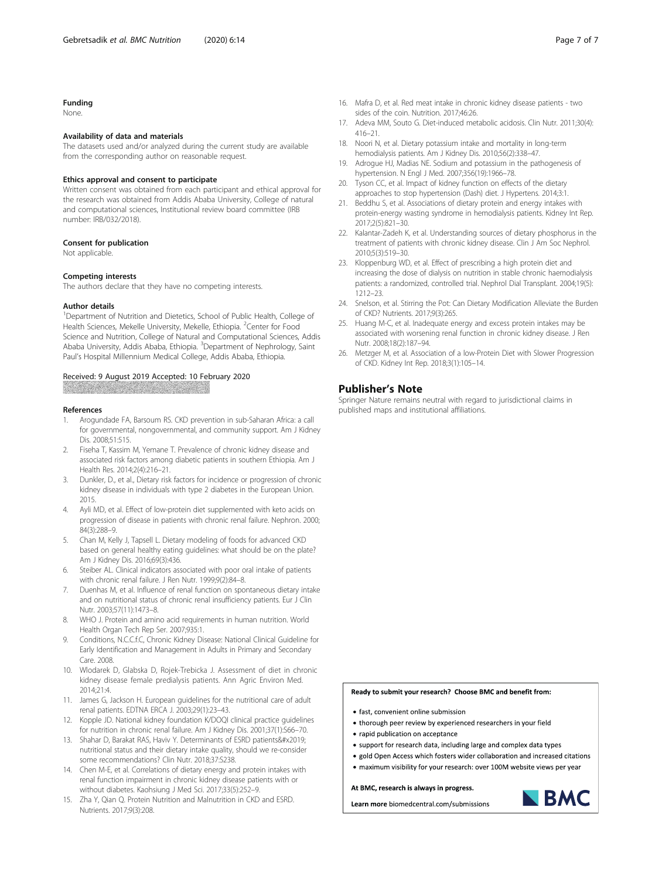### Funding

None.

### Availability of data and materials

The datasets used and/or analyzed during the current study are available from the corresponding author on reasonable request.

### Ethics approval and consent to participate

Written consent was obtained from each participant and ethical approval for the research was obtained from Addis Ababa University, College of natural and computational sciences, Institutional review board committee (IRB number: IRB/032/2018).

### Consent for publication

Not applicable.

### Competing interests

The authors declare that they have no competing interests.

### Author details

[1]Department of Nutrition and Dietetics, School of Public Health, College of Health Sciences, Mekelle University, Mekelle, Ethiopia. [2]Center for Food Science and Nutrition, College of Natural and Computational Sciences, Addis Ababa University, Addis Ababa, Ethiopia. [3]Department of Nephrology, Saint Paul's Hospital Millennium Medical College, Addis Ababa, Ethiopia.

Received: 9 August 2019 Accepted: 10 February 2020

### References

1. Arogundade FA, Barsoum RS. CKD prevention in sub-Saharan Africa: a call for governmental, nongovernmental, and community support. Am J Kidney Dis. 2008;51:515.
2. Fiseha T, Kassim M, Yemane T. Prevalence of chronic kidney disease and associated risk factors among diabetic patients in southern Ethiopia. Am J Health Res. 2014;2(4):216–21.
3. Dunkler, D., et al., Dietary risk factors for incidence or progression of chronic kidney disease in individuals with type 2 diabetes in the European Union. 2015.
4. Ayli MD, et al. Effect of low-protein diet supplemented with keto acids on progression of disease in patients with chronic renal failure. Nephron. 2000; 84(3):288–9.
5. Chan M, Kelly J, Tapsell L. Dietary modeling of foods for advanced CKD based on general healthy eating guidelines: what should be on the plate? Am J Kidney Dis. 2016;69(3):436.
6. Steiber AL. Clinical indicators associated with poor oral intake of patients with chronic renal failure. J Ren Nutr. 1999;9(2):84–8.
7. Duenhas M, et al. Influence of renal function on spontaneous dietary intake and on nutritional status of chronic renal insufficiency patients. Eur J Clin Nutr. 2003;57(11):1473–8.
8. WHO J. Protein and amino acid requirements in human nutrition. World Health Organ Tech Rep Ser. 2007;935:1.
9. Conditions, N.C.C.f.C, Chronic Kidney Disease: National Clinical Guideline for Early Identification and Management in Adults in Primary and Secondary Care. 2008.
10. Wlodarek D, Glabska D, Rojek-Trebicka J. Assessment of diet in chronic kidney disease female predialysis patients. Ann Agric Environ Med. 2014;21:4.
11. James G, Jackson H. European guidelines for the nutritional care of adult renal patients. EDTNA ERCA J. 2003;29(1):23–43.
12. Kopple JD. National kidney foundation K/DOQI clinical practice guidelines for nutrition in chronic renal failure. Am J Kidney Dis. 2001;37(1):S66–70.
13. Shahar D, Barakat RAS, Haviv Y. Determinants of ESRD patients&#x2019; nutritional status and their dietary intake quality, should we re-consider some recommendations? Clin Nutr. 2018;37:S238.
14. Chen M-E, et al. Correlations of dietary energy and protein intakes with renal function impairment in chronic kidney disease patients with or without diabetes. Kaohsiung J Med Sci. 2017;33(5):252–9.
15. Zha Y, Qian Q. Protein Nutrition and Malnutrition in CKD and ESRD. Nutrients. 2017;9(3):208.
16. Mafra D, et al. Red meat intake in chronic kidney disease patients - two sides of the coin. Nutrition. 2017;46:26.
17. Adeva MM, Souto G. Diet-induced metabolic acidosis. Clin Nutr. 2011;30(4): 416–21.
18. Noori N, et al. Dietary potassium intake and mortality in long-term hemodialysis patients. Am J Kidney Dis. 2010;56(2):338–47.
19. Adrogue HJ, Madias NE. Sodium and potassium in the pathogenesis of hypertension. N Engl J Med. 2007;356(19):1966–78.
20. Tyson CC, et al. Impact of kidney function on effects of the dietary approaches to stop hypertension (Dash) diet. J Hypertens. 2014;3:1.
21. Beddhu S, et al. Associations of dietary protein and energy intakes with protein-energy wasting syndrome in hemodialysis patients. Kidney Int Rep. 2017;2(5):821–30.
22. Kalantar-Zadeh K, et al. Understanding sources of dietary phosphorus in the treatment of patients with chronic kidney disease. Clin J Am Soc Nephrol. 2010;5(3):519–30.
23. Kloppenburg WD, et al. Effect of prescribing a high protein diet and increasing the dose of dialysis on nutrition in stable chronic haemodialysis patients: a randomized, controlled trial. Nephrol Dial Transplant. 2004;19(5): 1212–23.
24. Snelson, et al. Stirring the Pot: Can Dietary Modification Alleviate the Burden of CKD? Nutrients. 2017;9(3):265.
25. Huang M-C, et al. Inadequate energy and excess protein intakes may be associated with worsening renal function in chronic kidney disease. J Ren Nutr. 2008;18(2):187–94.
26. Metzger M, et al. Association of a low-Protein Diet with Slower Progression of CKD. Kidney Int Rep. 2018;3(1):105–14.

## Publisher's Note

Springer Nature remains neutral with regard to jurisdictional claims in published maps and institutional affiliations.

**Ready to submit your research? Choose BMC and benefit from:**

- fast, convenient online submission
- thorough peer review by experienced researchers in your field
- rapid publication on acceptance
- support for research data, including large and complex data types
- gold Open Access which fosters wider collaboration and increased citations
- maximum visibility for your research: over 100M website views per year

**At BMC, research is always in progress.**

**Learn more** biomedcentral.com/submissions

BMC